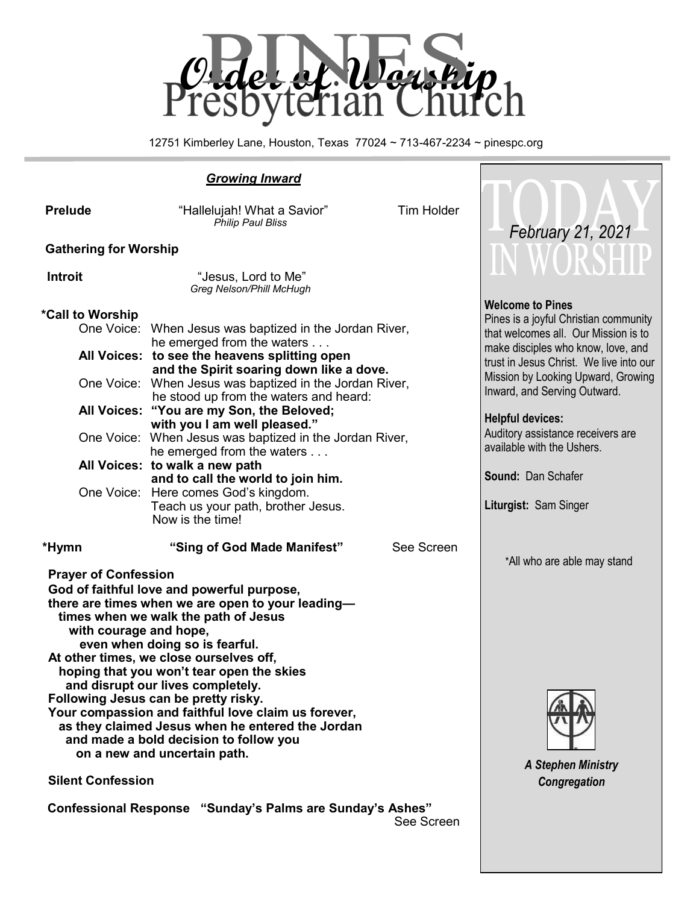# Order of Worship

# PINES Presbyterian Church

12751 Kimberley Lane, Houston, Texas 77024 ~ 713-467-2234 ~ pinespc.org

## *Growing Inward*

**Prelude** "Hallelujah! What a Savior" Tim Holder
*Philip Paul Bliss*

**Gathering for Worship**

**Introit** "Jesus, Lord to Me"
*Greg Nelson/Phill McHugh*

**\*Call to Worship**

One Voice: When Jesus was baptized in the Jordan River, he emerged from the waters . . .
**All Voices: to see the heavens splitting open and the Spirit soaring down like a dove.**
One Voice: When Jesus was baptized in the Jordan River, he stood up from the waters and heard:
**All Voices: "You are my Son, the Beloved; with you I am well pleased."**
One Voice: When Jesus was baptized in the Jordan River, he emerged from the waters . . .
**All Voices: to walk a new path and to call the world to join him.**
One Voice: Here comes God's kingdom. Teach us your path, brother Jesus. Now is the time!

**\*Hymn** **"Sing of God Made Manifest"** See Screen

**Prayer of Confession**

**God of faithful love and powerful purpose,**
**there are times when we are open to your leading—**
**times when we walk the path of Jesus**
**with courage and hope,**
**even when doing so is fearful.**
**At other times, we close ourselves off,**
**hoping that you won't tear open the skies**
**and disrupt our lives completely.**
**Following Jesus can be pretty risky.**
**Your compassion and faithful love claim us forever,**
**as they claimed Jesus when he entered the Jordan**
**and made a bold decision to follow you**
**on a new and uncertain path.**

**Silent Confession**

**Confessional Response "Sunday's Palms are Sunday's Ashes"** See Screen

---

# TODAY IN WORSHIP

*February 21, 2021*

**Welcome to Pines**
Pines is a joyful Christian community that welcomes all. Our Mission is to make disciples who know, love, and trust in Jesus Christ. We live into our Mission by Looking Upward, Growing Inward, and Serving Outward.

**Helpful devices:**
Auditory assistance receivers are available with the Ushers.

**Sound:** Dan Schafer

**Liturgist:** Sam Singer

\*All who are able may stand

***A Stephen Ministry Congregation***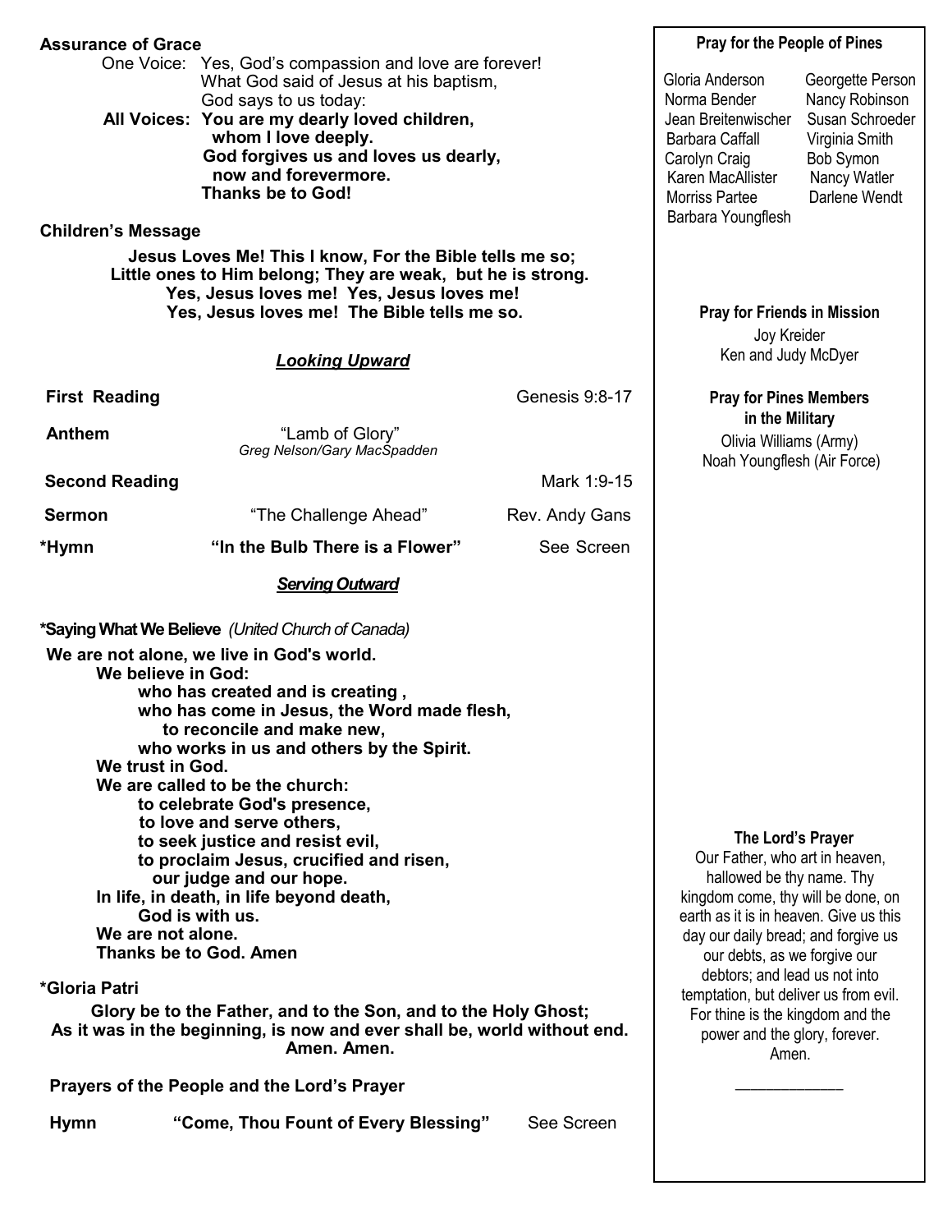**Assurance of Grace**

One Voice: Yes, God's compassion and love are forever!
What God said of Jesus at his baptism,
God says to us today:

**All Voices: You are my dearly loved children,
whom I love deeply.
God forgives us and loves us dearly,
now and forevermore.
Thanks be to God!**

**Children's Message**

**Jesus Loves Me! This I know, For the Bible tells me so;
Little ones to Him belong; They are weak, but he is strong.
Yes, Jesus loves me! Yes, Jesus loves me!
Yes, Jesus loves me! The Bible tells me so.**

## ***Looking Upward***

**First Reading** Genesis 9:8-17

**Anthem** "Lamb of Glory"
*Greg Nelson/Gary MacSpadden*

**Second Reading** Mark 1:9-15

**Sermon** "The Challenge Ahead" Rev. Andy Gans

**\*Hymn** **"In the Bulb There is a Flower"** See Screen

## ***Serving Outward***

**\*Saying What We Believe** *(United Church of Canada)*

**We are not alone, we live in God's world.
We believe in God:
who has created and is creating ,
who has come in Jesus, the Word made flesh,
to reconcile and make new,
who works in us and others by the Spirit.
We trust in God.
We are called to be the church:
to celebrate God's presence,
to love and serve others,
to seek justice and resist evil,
to proclaim Jesus, crucified and risen,
our judge and our hope.
In life, in death, in life beyond death,
God is with us.
We are not alone.
Thanks be to God. Amen**

**\*Gloria Patri**

**Glory be to the Father, and to the Son, and to the Holy Ghost;
As it was in the beginning, is now and ever shall be, world without end.
Amen. Amen.**

**Prayers of the People and the Lord's Prayer**

**Hymn** **"Come, Thou Fount of Every Blessing"** See Screen

**Pray for the People of Pines**

Gloria Anderson
Norma Bender
Jean Breitenwischer
Barbara Caffall
Carolyn Craig
Karen MacAllister
Morriss Partee
Barbara Youngflesh
Georgette Person
Nancy Robinson
Susan Schroeder
Virginia Smith
Bob Symon
Nancy Watler
Darlene Wendt

**Pray for Friends in Mission**

Joy Kreider
Ken and Judy McDyer

**Pray for Pines Members in the Military**

Olivia Williams (Army)
Noah Youngflesh (Air Force)

**The Lord's Prayer**

Our Father, who art in heaven, hallowed be thy name. Thy kingdom come, thy will be done, on earth as it is in heaven. Give us this day our daily bread; and forgive us our debts, as we forgive our debtors; and lead us not into temptation, but deliver us from evil. For thine is the kingdom and the power and the glory, forever. Amen.

\_\_\_\_\_\_\_\_\_\_\_\_\_\_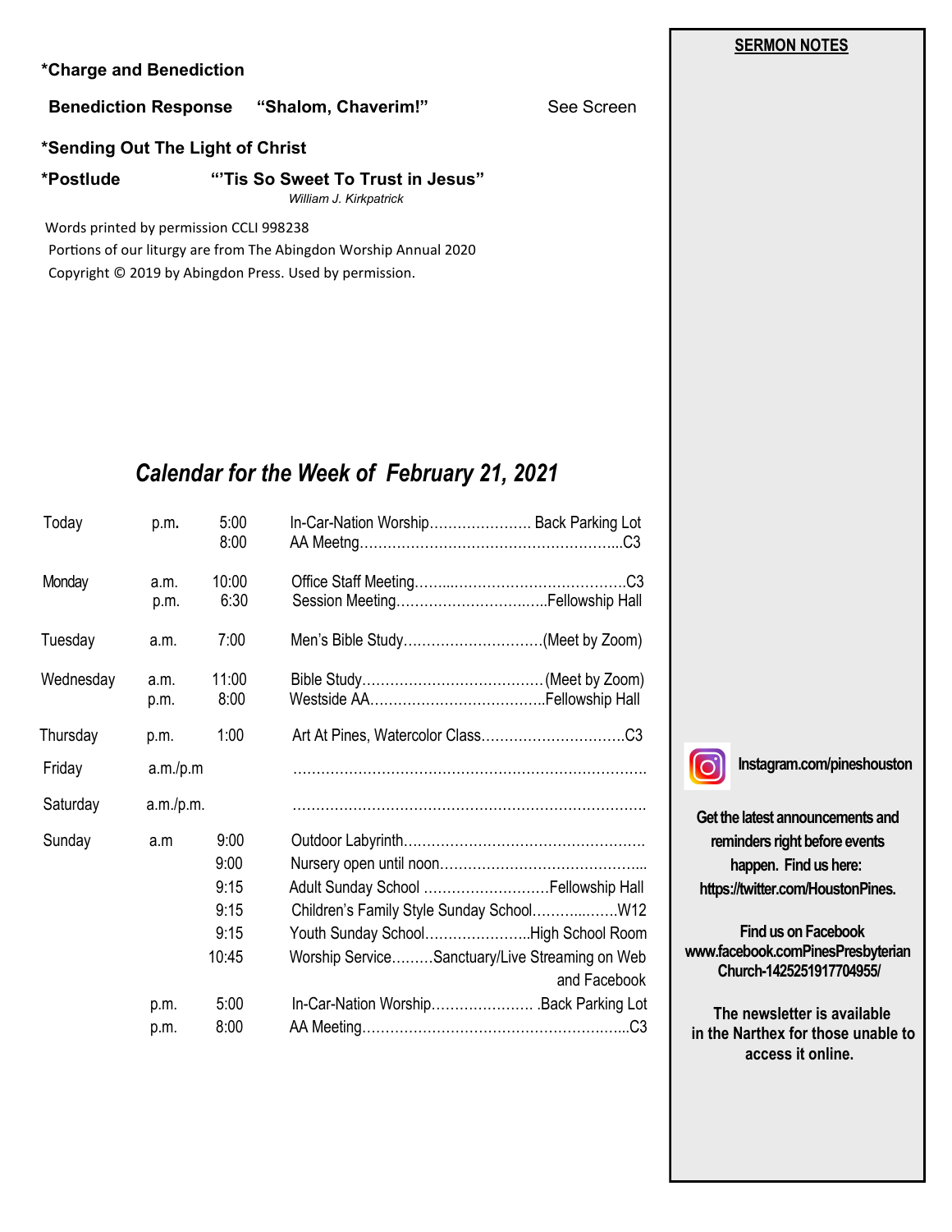**\*Charge and Benediction**

**Benediction Response** **"Shalom, Chaverim!"** See Screen

**\*Sending Out The Light of Christ**

**\*Postlude** **"'Tis So Sweet To Trust in Jesus"**
*William J. Kirkpatrick*

Words printed by permission CCLI 998238
Portions of our liturgy are from The Abingdon Worship Annual 2020
Copyright © 2019 by Abingdon Press. Used by permission.

## *Calendar for the Week of February 21, 2021*

| Day | | Time | Event |
|---|---|---|---|
| Today | p.m. | 5:00 | In-Car-Nation Worship…………………. Back Parking Lot |
| | | 8:00 | AA Meetng………………………………………………...C3 |
| Monday | a.m. | 10:00 | Office Staff Meeting……..……………………………….C3 |
| | p.m. | 6:30 | Session Meeting…………………………..…Fellowship Hall |
| Tuesday | a.m. | 7:00 | Men's Bible Study…………………………(Meet by Zoom) |
| Wednesday | a.m. | 11:00 | Bible Study…………………………………(Meet by Zoom) |
| | p.m. | 8:00 | Westside AA………………………………..Fellowship Hall |
| Thursday | p.m. | 1:00 | Art At Pines, Watercolor Class………………………….C3 |
| Friday | a.m./p.m | | ……………………………………………………………… |
| Saturday | a.m./p.m. | | ……………………………………………………………… |
| Sunday | a.m | 9:00 | Outdoor Labyrinth…………………………………………… |
| | | 9:00 | Nursery open until noon……………………………………... |
| | | 9:15 | Adult Sunday School ……………………….Fellowship Hall |
| | | 9:15 | Children's Family Style Sunday School……….…….W12 |
| | | 9:15 | Youth Sunday School…………………..High School Room |
| | | 10:45 | Worship Service………Sanctuary/Live Streaming on Web and Facebook |
| | p.m. | 5:00 | In-Car-Nation Worship…………………. .Back Parking Lot |
| | p.m. | 8:00 | AA Meeting…………………………………………….…...C3 |

**SERMON NOTES**

**Instagram.com/pineshouston**

**Get the latest announcements and reminders right before events happen. Find us here: https://twitter.com/HoustonPines.**

**Find us on Facebook**
**www.facebook.comPinesPresbyterian Church-1425251917704955/**

**The newsletter is available in the Narthex for those unable to access it online.**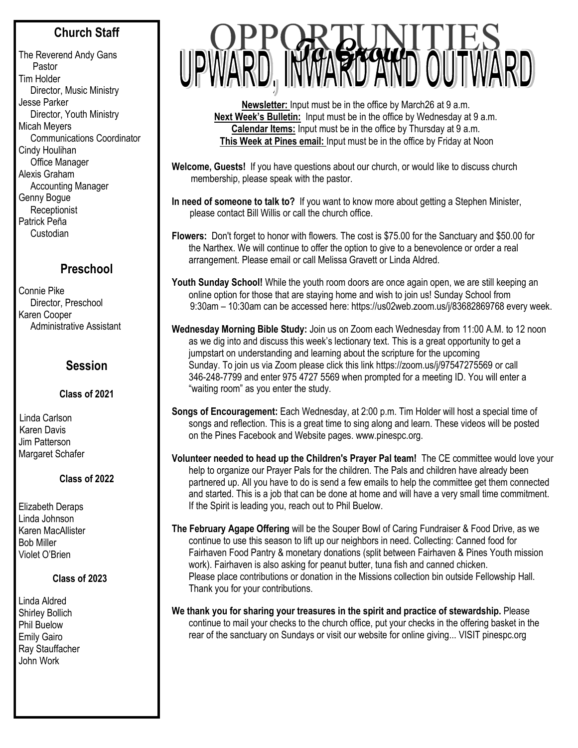# OPPORTUNITIES To Grow UPWARD, INWARD AND OUTWARD

**Newsletter:** Input must be in the office by March26 at 9 a.m.
**Next Week's Bulletin:** Input must be in the office by Wednesday at 9 a.m.
**Calendar Items:** Input must be in the office by Thursday at 9 a.m.
**This Week at Pines email:** Input must be in the office by Friday at Noon

**Welcome, Guests!** If you have questions about our church, or would like to discuss church membership, please speak with the pastor.

**In need of someone to talk to?** If you want to know more about getting a Stephen Minister, please contact Bill Willis or call the church office.

**Flowers:** Don't forget to honor with flowers. The cost is $75.00 for the Sanctuary and $50.00 for the Narthex. We will continue to offer the option to give to a benevolence or order a real arrangement. Please email or call Melissa Gravett or Linda Aldred.

**Youth Sunday School!** While the youth room doors are once again open, we are still keeping an online option for those that are staying home and wish to join us! Sunday School from 9:30am – 10:30am can be accessed here: https://us02web.zoom.us/j/83682869768 every week.

**Wednesday Morning Bible Study:** Join us on Zoom each Wednesday from 11:00 A.M. to 12 noon as we dig into and discuss this week's lectionary text. This is a great opportunity to get a jumpstart on understanding and learning about the scripture for the upcoming Sunday. To join us via Zoom please click this link https://zoom.us/j/97547275569 or call 346-248-7799 and enter 975 4727 5569 when prompted for a meeting ID. You will enter a "waiting room" as you enter the study.

**Songs of Encouragement:** Each Wednesday, at 2:00 p.m. Tim Holder will host a special time of songs and reflection. This is a great time to sing along and learn. These videos will be posted on the Pines Facebook and Website pages. www.pinespc.org.

**Volunteer needed to head up the Children's Prayer Pal team!** The CE committee would love your help to organize our Prayer Pals for the children. The Pals and children have already been partnered up. All you have to do is send a few emails to help the committee get them connected and started. This is a job that can be done at home and will have a very small time commitment. If the Spirit is leading you, reach out to Phil Buelow.

**The February Agape Offering** will be the Souper Bowl of Caring Fundraiser & Food Drive, as we continue to use this season to lift up our neighbors in need. Collecting: Canned food for Fairhaven Food Pantry & monetary donations (split between Fairhaven & Pines Youth mission work). Fairhaven is also asking for peanut butter, tuna fish and canned chicken. Please place contributions or donation in the Missions collection bin outside Fellowship Hall. Thank you for your contributions.

**We thank you for sharing your treasures in the spirit and practice of stewardship.** Please continue to mail your checks to the church office, put your checks in the offering basket in the rear of the sanctuary on Sundays or visit our website for online giving... VISIT pinespc.org

## Church Staff

The Reverend Andy Gans
Pastor
Tim Holder
Director, Music Ministry
Jesse Parker
Director, Youth Ministry
Micah Meyers
Communications Coordinator
Cindy Houlihan
Office Manager
Alexis Graham
Accounting Manager
Genny Bogue
Receptionist
Patrick Peña
Custodian

## Preschool

Connie Pike
Director, Preschool
Karen Cooper
Administrative Assistant

## Session

### Class of 2021

Linda Carlson
Karen Davis
Jim Patterson
Margaret Schafer

### Class of 2022

Elizabeth Deraps
Linda Johnson
Karen MacAllister
Bob Miller
Violet O'Brien

### Class of 2023

Linda Aldred
Shirley Bollich
Phil Buelow
Emily Gairo
Ray Stauffacher
John Work